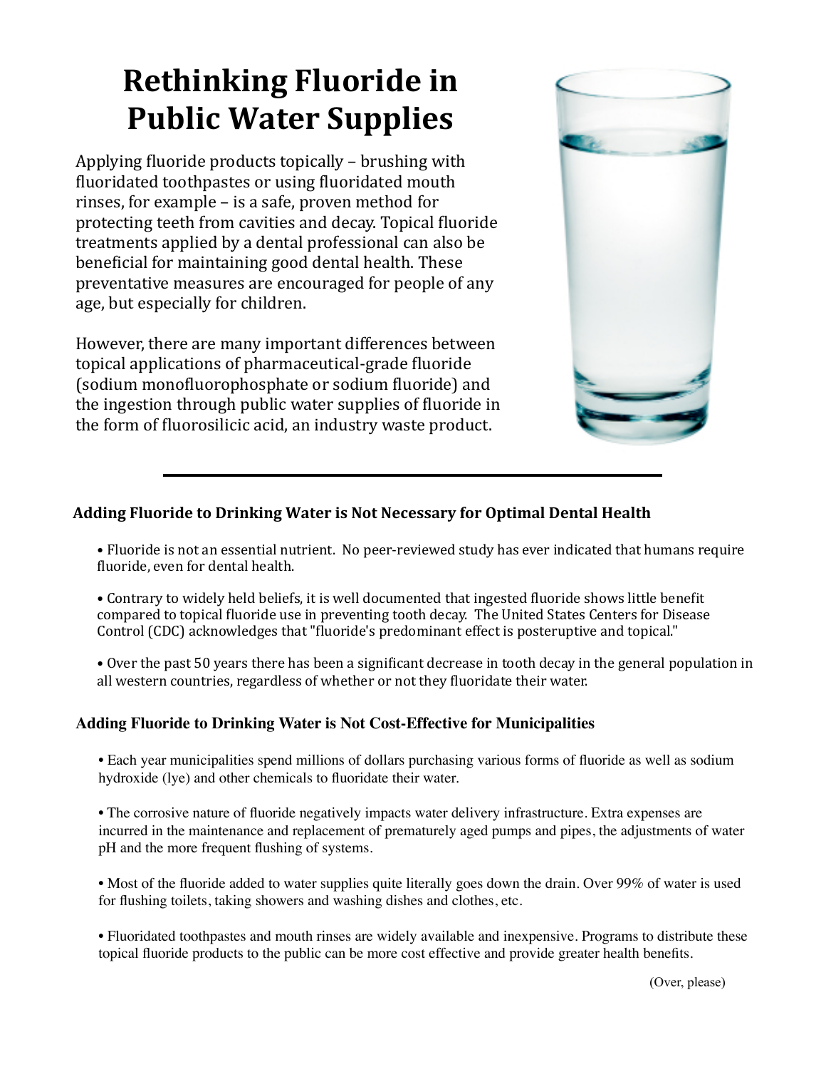# Rethinking Fluoride in Public Water Supplies

Applying fluoride products topically – brushing with fluoridated toothpastes or using fluoridated mouth rinses, for example – is a safe, proven method for protecting teeth from cavities and decay. Topical fluoride treatments applied by a dental professional can also be beneficial for maintaining good dental health. These preventative measures are encouraged for people of any age, but especially for children.

However, there are many important differences between topical applications of pharmaceutical-grade fluoride (sodium monofluorophosphate or sodium fluoride) and the ingestion through public water supplies of fluoride in the form of fluorosilicic acid, an industry waste product.

---

### Adding Fluoride to Drinking Water is Not Necessary for Optimal Dental Health

- Fluoride is not an essential nutrient. No peer-reviewed study has ever indicated that humans require fluoride, even for dental health.
- Contrary to widely held beliefs, it is well documented that ingested fluoride shows little benefit compared to topical fluoride use in preventing tooth decay. The United States Centers for Disease Control (CDC) acknowledges that "fluoride's predominant effect is posteruptive and topical."
- Over the past 50 years there has been a significant decrease in tooth decay in the general population in all western countries, regardless of whether or not they fluoridate their water.

### Adding Fluoride to Drinking Water is Not Cost-Effective for Municipalities

- Each year municipalities spend millions of dollars purchasing various forms of fluoride as well as sodium hydroxide (lye) and other chemicals to fluoridate their water.
- The corrosive nature of fluoride negatively impacts water delivery infrastructure. Extra expenses are incurred in the maintenance and replacement of prematurely aged pumps and pipes, the adjustments of water pH and the more frequent flushing of systems.
- Most of the fluoride added to water supplies quite literally goes down the drain. Over 99% of water is used for flushing toilets, taking showers and washing dishes and clothes, etc.
- Fluoridated toothpastes and mouth rinses are widely available and inexpensive. Programs to distribute these topical fluoride products to the public can be more cost effective and provide greater health benefits.

(Over, please)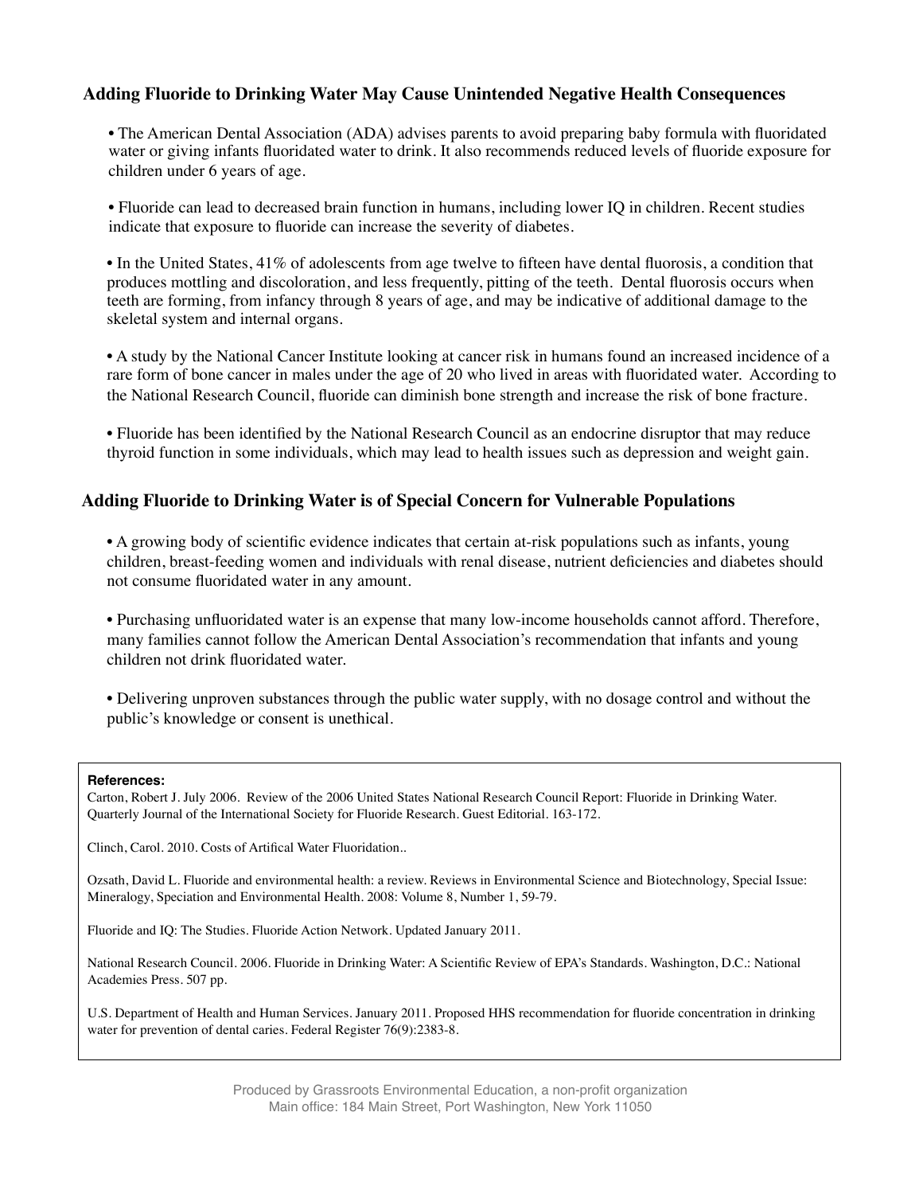## Adding Fluoride to Drinking Water May Cause Unintended Negative Health Consequences

- The American Dental Association (ADA) advises parents to avoid preparing baby formula with fluoridated water or giving infants fluoridated water to drink. It also recommends reduced levels of fluoride exposure for children under 6 years of age.

- Fluoride can lead to decreased brain function in humans, including lower IQ in children. Recent studies indicate that exposure to fluoride can increase the severity of diabetes.

- In the United States, 41% of adolescents from age twelve to fifteen have dental fluorosis, a condition that produces mottling and discoloration, and less frequently, pitting of the teeth. Dental fluorosis occurs when teeth are forming, from infancy through 8 years of age, and may be indicative of additional damage to the skeletal system and internal organs.

- A study by the National Cancer Institute looking at cancer risk in humans found an increased incidence of a rare form of bone cancer in males under the age of 20 who lived in areas with fluoridated water. According to the National Research Council, fluoride can diminish bone strength and increase the risk of bone fracture.

- Fluoride has been identified by the National Research Council as an endocrine disruptor that may reduce thyroid function in some individuals, which may lead to health issues such as depression and weight gain.

## Adding Fluoride to Drinking Water is of Special Concern for Vulnerable Populations

- A growing body of scientific evidence indicates that certain at-risk populations such as infants, young children, breast-feeding women and individuals with renal disease, nutrient deficiencies and diabetes should not consume fluoridated water in any amount.

- Purchasing unfluoridated water is an expense that many low-income households cannot afford. Therefore, many families cannot follow the American Dental Association's recommendation that infants and young children not drink fluoridated water.

- Delivering unproven substances through the public water supply, with no dosage control and without the public's knowledge or consent is unethical.

**References:**

Carton, Robert J. July 2006. Review of the 2006 United States National Research Council Report: Fluoride in Drinking Water. Quarterly Journal of the International Society for Fluoride Research. Guest Editorial. 163-172.

Clinch, Carol. 2010. Costs of Artifical Water Fluoridation..

Ozsath, David L. Fluoride and environmental health: a review. Reviews in Environmental Science and Biotechnology, Special Issue: Mineralogy, Speciation and Environmental Health. 2008: Volume 8, Number 1, 59-79.

Fluoride and IQ: The Studies. Fluoride Action Network. Updated January 2011.

National Research Council. 2006. Fluoride in Drinking Water: A Scientific Review of EPA's Standards. Washington, D.C.: National Academies Press. 507 pp.

U.S. Department of Health and Human Services. January 2011. Proposed HHS recommendation for fluoride concentration in drinking water for prevention of dental caries. Federal Register 76(9):2383-8.

Produced by Grassroots Environmental Education, a non-profit organization
Main office: 184 Main Street, Port Washington, New York 11050